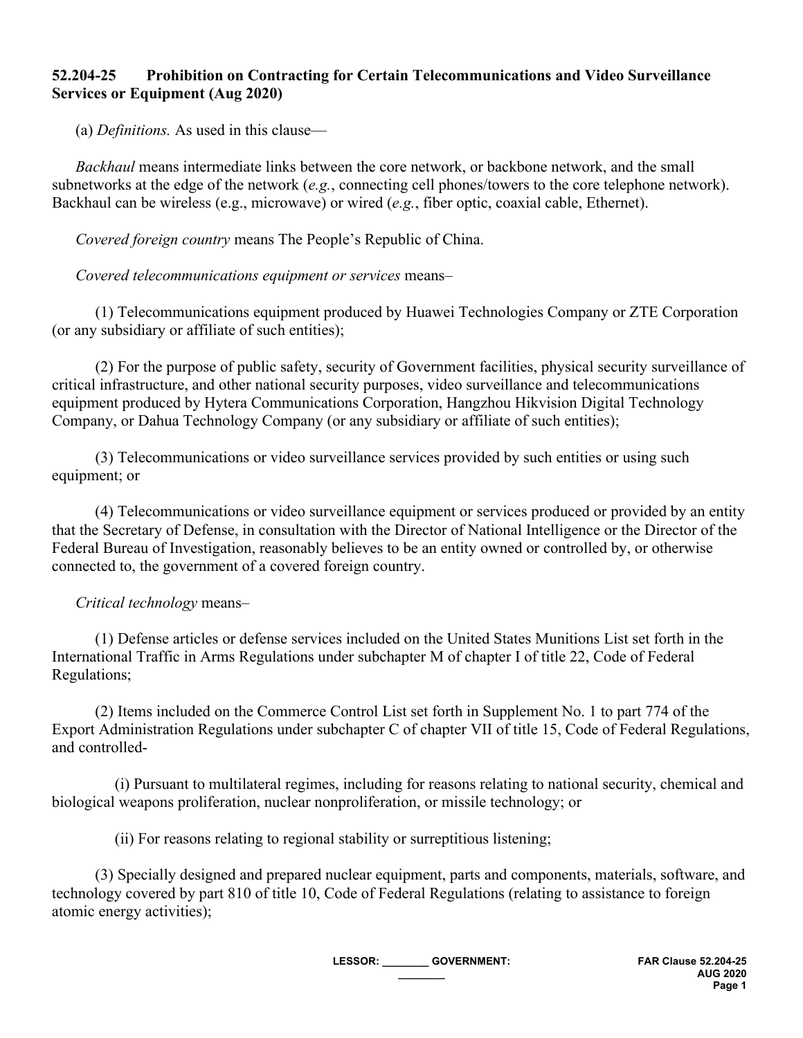## 52.204-25 Prohibition on Contracting for Certain Telecommunications and Video Surveillance Services or Equipment (Aug 2020)

(a) *Definitions.* As used in this clause—

*Backhaul* means intermediate links between the core network, or backbone network, and the small subnetworks at the edge of the network (*e.g.*, connecting cell phones/towers to the core telephone network). Backhaul can be wireless (e.g., microwave) or wired (*e.g.*, fiber optic, coaxial cable, Ethernet).

*Covered foreign country* means The People's Republic of China.

*Covered telecommunications equipment or services* means–

(1) Telecommunications equipment produced by Huawei Technologies Company or ZTE Corporation (or any subsidiary or affiliate of such entities);

(2) For the purpose of public safety, security of Government facilities, physical security surveillance of critical infrastructure, and other national security purposes, video surveillance and telecommunications equipment produced by Hytera Communications Corporation, Hangzhou Hikvision Digital Technology Company, or Dahua Technology Company (or any subsidiary or affiliate of such entities);

(3) Telecommunications or video surveillance services provided by such entities or using such equipment; or

(4) Telecommunications or video surveillance equipment or services produced or provided by an entity that the Secretary of Defense, in consultation with the Director of National Intelligence or the Director of the Federal Bureau of Investigation, reasonably believes to be an entity owned or controlled by, or otherwise connected to, the government of a covered foreign country.

*Critical technology* means–

(1) Defense articles or defense services included on the United States Munitions List set forth in the International Traffic in Arms Regulations under subchapter M of chapter I of title 22, Code of Federal Regulations;

(2) Items included on the Commerce Control List set forth in Supplement No. 1 to part 774 of the Export Administration Regulations under subchapter C of chapter VII of title 15, Code of Federal Regulations, and controlled-

(i) Pursuant to multilateral regimes, including for reasons relating to national security, chemical and biological weapons proliferation, nuclear nonproliferation, or missile technology; or

(ii) For reasons relating to regional stability or surreptitious listening;

(3) Specially designed and prepared nuclear equipment, parts and components, materials, software, and technology covered by part 810 of title 10, Code of Federal Regulations (relating to assistance to foreign atomic energy activities);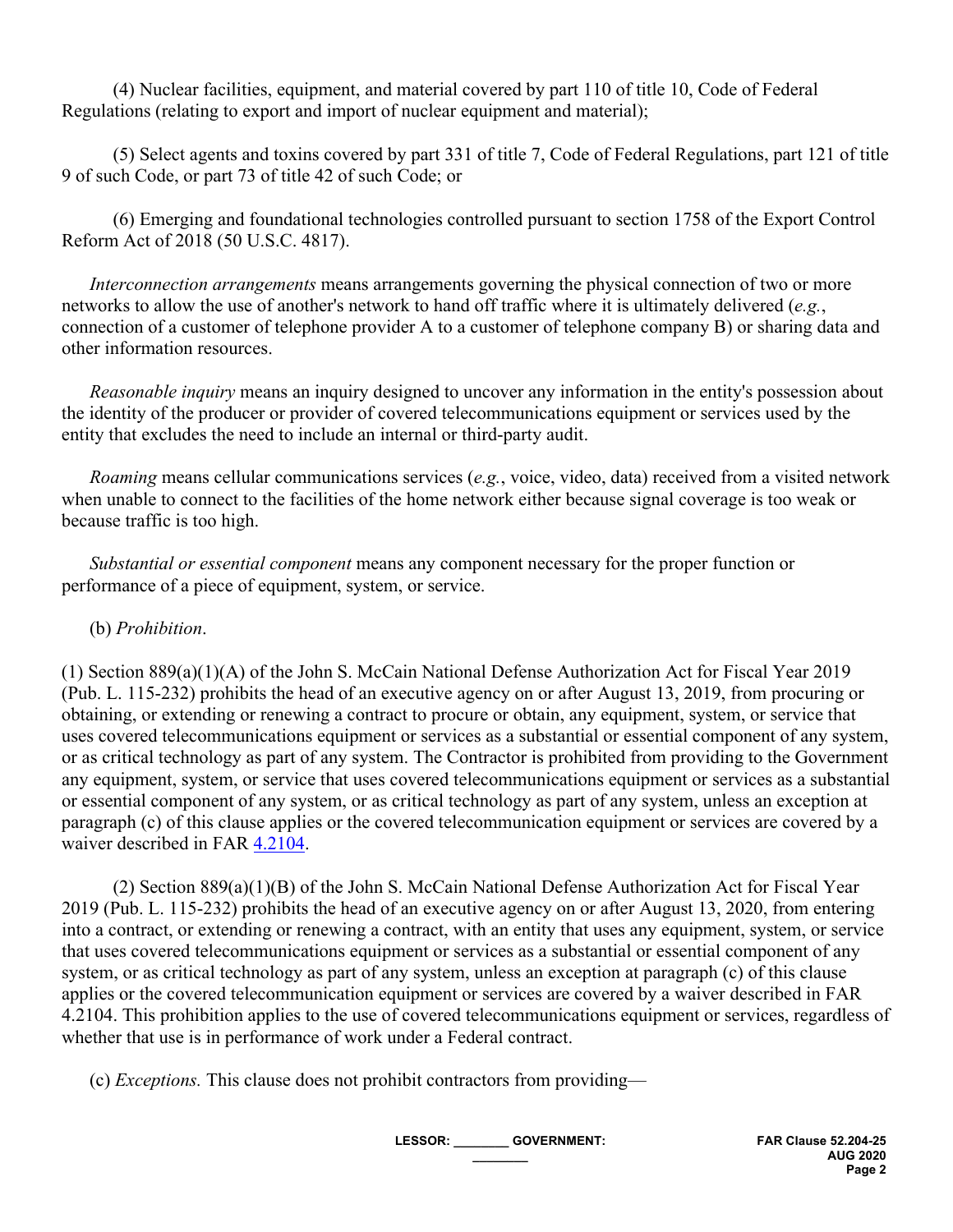(4) Nuclear facilities, equipment, and material covered by part 110 of title 10, Code of Federal Regulations (relating to export and import of nuclear equipment and material);

(5) Select agents and toxins covered by part 331 of title 7, Code of Federal Regulations, part 121 of title 9 of such Code, or part 73 of title 42 of such Code; or

(6) Emerging and foundational technologies controlled pursuant to section 1758 of the Export Control Reform Act of 2018 (50 U.S.C. 4817).

*Interconnection arrangements* means arrangements governing the physical connection of two or more networks to allow the use of another's network to hand off traffic where it is ultimately delivered (*e.g.*, connection of a customer of telephone provider A to a customer of telephone company B) or sharing data and other information resources.

*Reasonable inquiry* means an inquiry designed to uncover any information in the entity's possession about the identity of the producer or provider of covered telecommunications equipment or services used by the entity that excludes the need to include an internal or third-party audit.

*Roaming* means cellular communications services (*e.g.*, voice, video, data) received from a visited network when unable to connect to the facilities of the home network either because signal coverage is too weak or because traffic is too high.

*Substantial or essential component* means any component necessary for the proper function or performance of a piece of equipment, system, or service.

(b) *Prohibition*.

(1) Section 889(a)(1)(A) of the John S. McCain National Defense Authorization Act for Fiscal Year 2019 (Pub. L. 115-232) prohibits the head of an executive agency on or after August 13, 2019, from procuring or obtaining, or extending or renewing a contract to procure or obtain, any equipment, system, or service that uses covered telecommunications equipment or services as a substantial or essential component of any system, or as critical technology as part of any system. The Contractor is prohibited from providing to the Government any equipment, system, or service that uses covered telecommunications equipment or services as a substantial or essential component of any system, or as critical technology as part of any system, unless an exception at paragraph (c) of this clause applies or the covered telecommunication equipment or services are covered by a waiver described in FAR 4.2104.

(2) Section 889(a)(1)(B) of the John S. McCain National Defense Authorization Act for Fiscal Year 2019 (Pub. L. 115-232) prohibits the head of an executive agency on or after August 13, 2020, from entering into a contract, or extending or renewing a contract, with an entity that uses any equipment, system, or service that uses covered telecommunications equipment or services as a substantial or essential component of any system, or as critical technology as part of any system, unless an exception at paragraph (c) of this clause applies or the covered telecommunication equipment or services are covered by a waiver described in FAR 4.2104. This prohibition applies to the use of covered telecommunications equipment or services, regardless of whether that use is in performance of work under a Federal contract.

(c) *Exceptions.* This clause does not prohibit contractors from providing—

LESSOR: ________ GOVERNMENT: ________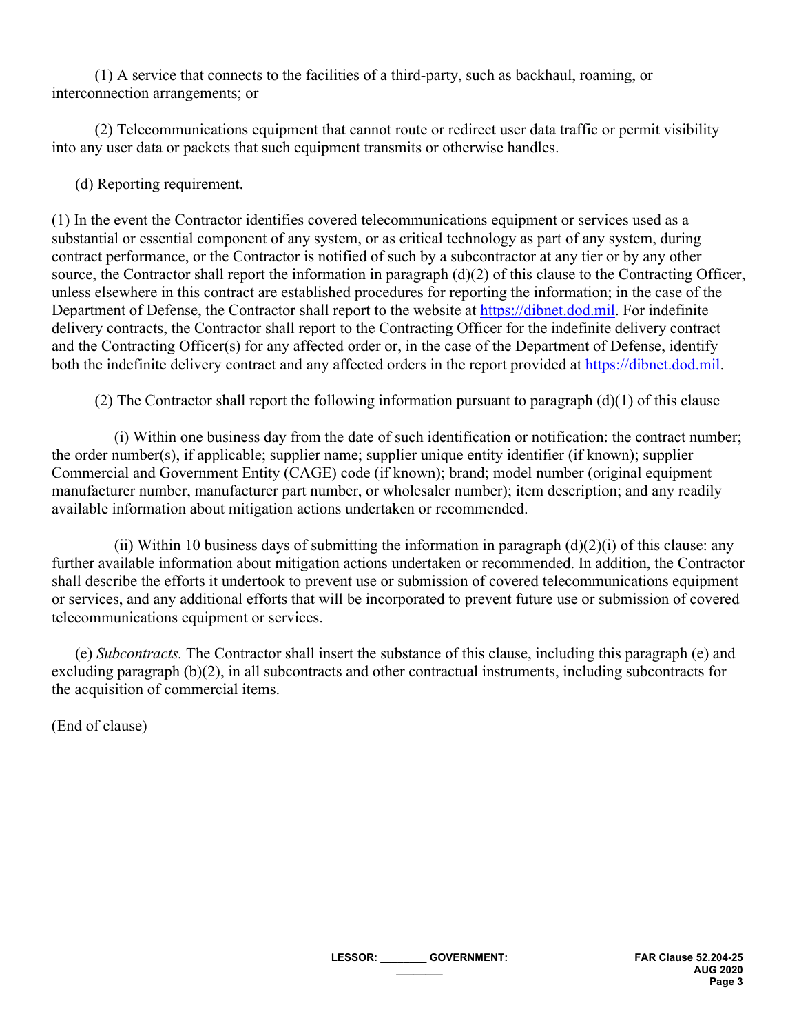(1) A service that connects to the facilities of a third-party, such as backhaul, roaming, or interconnection arrangements; or

(2) Telecommunications equipment that cannot route or redirect user data traffic or permit visibility into any user data or packets that such equipment transmits or otherwise handles.

(d) Reporting requirement.

(1) In the event the Contractor identifies covered telecommunications equipment or services used as a substantial or essential component of any system, or as critical technology as part of any system, during contract performance, or the Contractor is notified of such by a subcontractor at any tier or by any other source, the Contractor shall report the information in paragraph (d)(2) of this clause to the Contracting Officer, unless elsewhere in this contract are established procedures for reporting the information; in the case of the Department of Defense, the Contractor shall report to the website at https://dibnet.dod.mil. For indefinite delivery contracts, the Contractor shall report to the Contracting Officer for the indefinite delivery contract and the Contracting Officer(s) for any affected order or, in the case of the Department of Defense, identify both the indefinite delivery contract and any affected orders in the report provided at https://dibnet.dod.mil.

(2) The Contractor shall report the following information pursuant to paragraph (d)(1) of this clause

(i) Within one business day from the date of such identification or notification: the contract number; the order number(s), if applicable; supplier name; supplier unique entity identifier (if known); supplier Commercial and Government Entity (CAGE) code (if known); brand; model number (original equipment manufacturer number, manufacturer part number, or wholesaler number); item description; and any readily available information about mitigation actions undertaken or recommended.

(ii) Within 10 business days of submitting the information in paragraph (d)(2)(i) of this clause: any further available information about mitigation actions undertaken or recommended. In addition, the Contractor shall describe the efforts it undertook to prevent use or submission of covered telecommunications equipment or services, and any additional efforts that will be incorporated to prevent future use or submission of covered telecommunications equipment or services.

(e) *Subcontracts.* The Contractor shall insert the substance of this clause, including this paragraph (e) and excluding paragraph (b)(2), in all subcontracts and other contractual instruments, including subcontracts for the acquisition of commercial items.

(End of clause)

**LESSOR: ________ GOVERNMENT: ________**